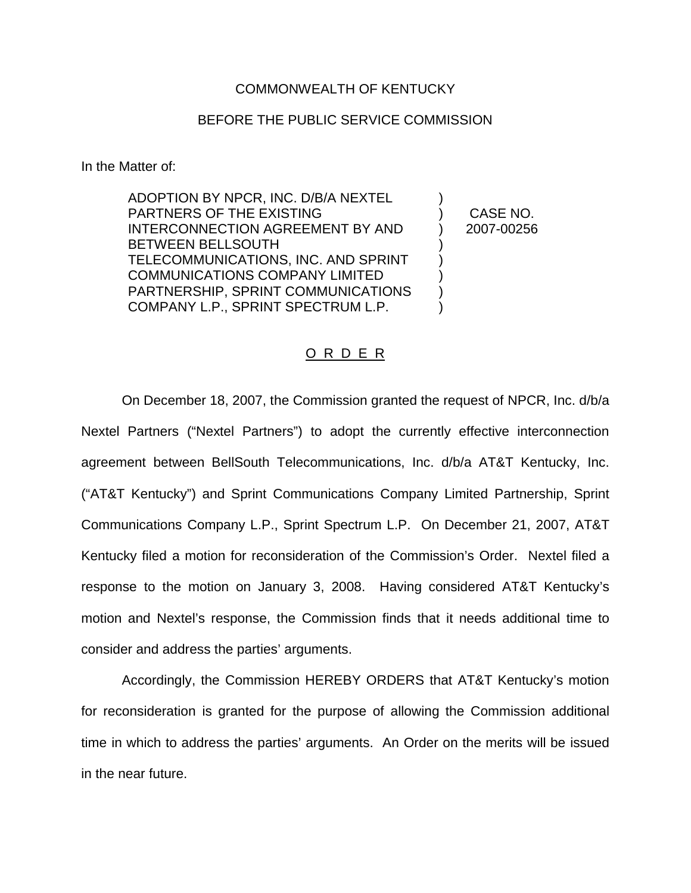COMMONWEALTH OF KENTUCKY

BEFORE THE PUBLIC SERVICE COMMISSION

In the Matter of:

| | | |
|---|---|---|
| ADOPTION BY NPCR, INC. D/B/A NEXTEL PARTNERS OF THE EXISTING INTERCONNECTION AGREEMENT BY AND BETWEEN BELLSOUTH TELECOMMUNICATIONS, INC. AND SPRINT COMMUNICATIONS COMPANY LIMITED PARTNERSHIP, SPRINT COMMUNICATIONS COMPANY L.P., SPRINT SPECTRUM L.P. | ) | CASE NO. 2007-00256 |

O R D E R

On December 18, 2007, the Commission granted the request of NPCR, Inc. d/b/a Nextel Partners ("Nextel Partners") to adopt the currently effective interconnection agreement between BellSouth Telecommunications, Inc. d/b/a AT&T Kentucky, Inc. ("AT&T Kentucky") and Sprint Communications Company Limited Partnership, Sprint Communications Company L.P., Sprint Spectrum L.P. On December 21, 2007, AT&T Kentucky filed a motion for reconsideration of the Commission's Order. Nextel filed a response to the motion on January 3, 2008. Having considered AT&T Kentucky's motion and Nextel's response, the Commission finds that it needs additional time to consider and address the parties' arguments.

Accordingly, the Commission HEREBY ORDERS that AT&T Kentucky's motion for reconsideration is granted for the purpose of allowing the Commission additional time in which to address the parties' arguments. An Order on the merits will be issued in the near future.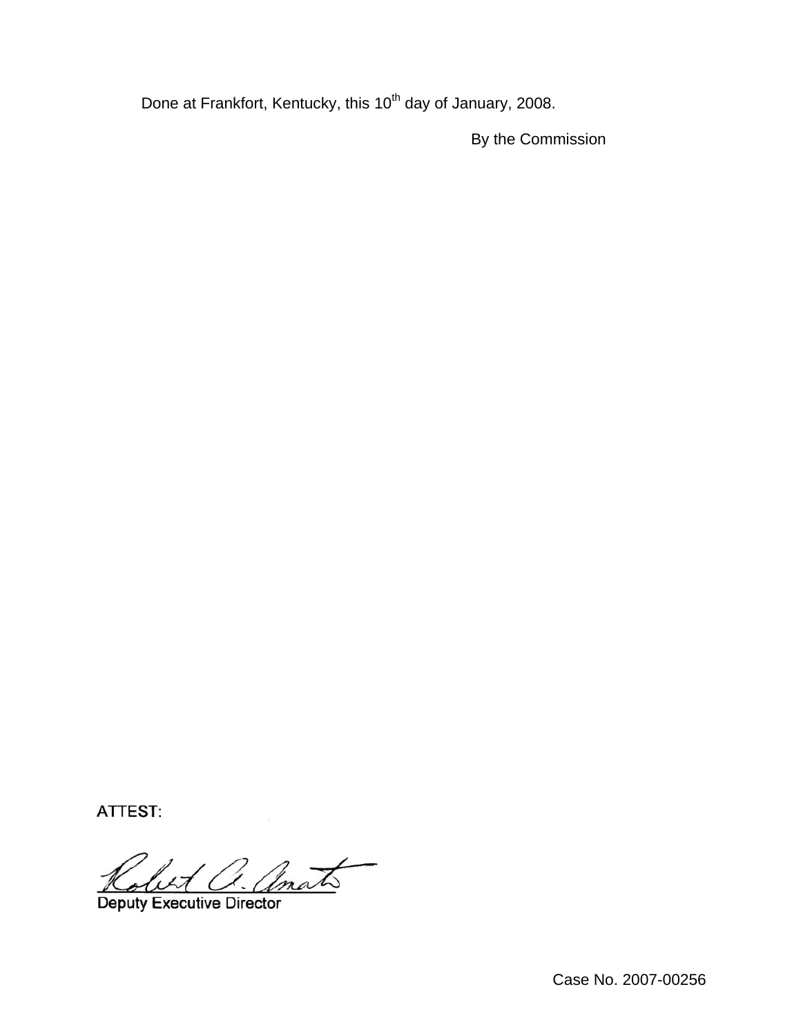Done at Frankfort, Kentucky, this 10th day of January, 2008.

By the Commission

ATTEST:

Deputy Executive Director

Case No. 2007-00256